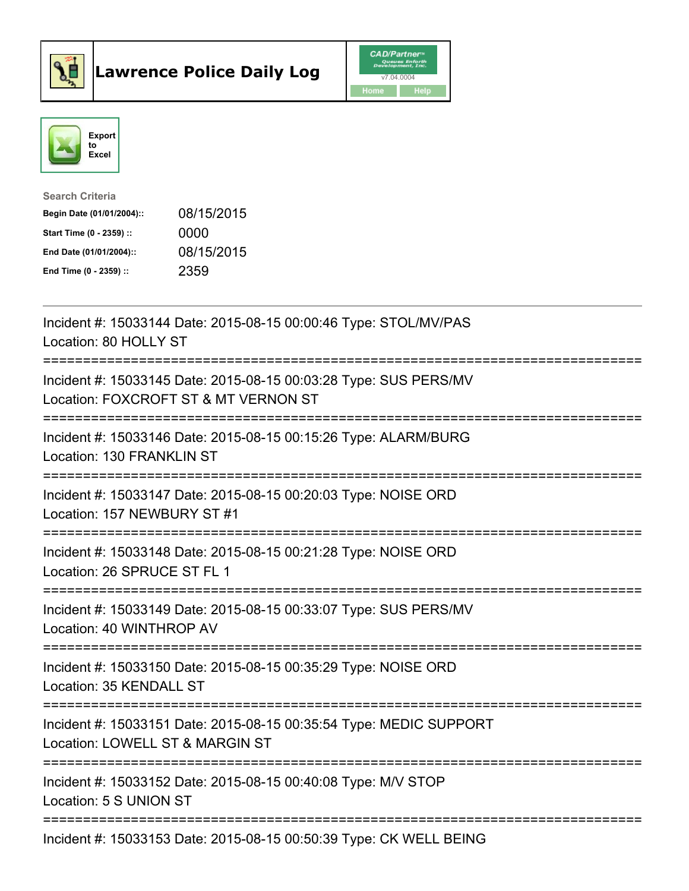# Lawrence Police Daily Log

Export to Excel

**Search Criteria**

| | |
|---|---|
| **Begin Date (01/01/2004)::** | 08/15/2015 |
| **Start Time (0 - 2359) ::** | 0000 |
| **End Date (01/01/2004)::** | 08/15/2015 |
| **End Time (0 - 2359) ::** | 2359 |

---

Incident #: 15033144 Date: 2015-08-15 00:00:46 Type: STOL/MV/PAS
Location: 80 HOLLY ST

===========================================================================

Incident #: 15033145 Date: 2015-08-15 00:03:28 Type: SUS PERS/MV
Location: FOXCROFT ST & MT VERNON ST

===========================================================================

Incident #: 15033146 Date: 2015-08-15 00:15:26 Type: ALARM/BURG
Location: 130 FRANKLIN ST

===========================================================================

Incident #: 15033147 Date: 2015-08-15 00:20:03 Type: NOISE ORD
Location: 157 NEWBURY ST #1

===========================================================================

Incident #: 15033148 Date: 2015-08-15 00:21:28 Type: NOISE ORD
Location: 26 SPRUCE ST FL 1

===========================================================================

Incident #: 15033149 Date: 2015-08-15 00:33:07 Type: SUS PERS/MV
Location: 40 WINTHROP AV

===========================================================================

Incident #: 15033150 Date: 2015-08-15 00:35:29 Type: NOISE ORD
Location: 35 KENDALL ST

===========================================================================

Incident #: 15033151 Date: 2015-08-15 00:35:54 Type: MEDIC SUPPORT
Location: LOWELL ST & MARGIN ST

===========================================================================

Incident #: 15033152 Date: 2015-08-15 00:40:08 Type: M/V STOP
Location: 5 S UNION ST

===========================================================================

Incident #: 15033153 Date: 2015-08-15 00:50:39 Type: CK WELL BEING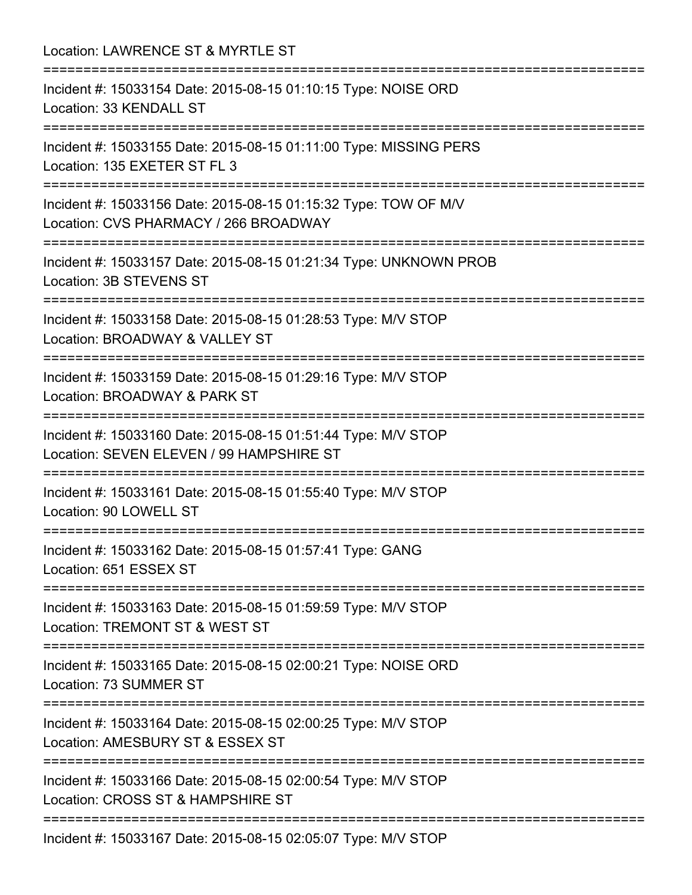Location: LAWRENCE ST & MYRTLE ST

===========================================================================

Incident #: 15033154 Date: 2015-08-15 01:10:15 Type: NOISE ORD
Location: 33 KENDALL ST

===========================================================================

Incident #: 15033155 Date: 2015-08-15 01:11:00 Type: MISSING PERS
Location: 135 EXETER ST FL 3

===========================================================================

Incident #: 15033156 Date: 2015-08-15 01:15:32 Type: TOW OF M/V
Location: CVS PHARMACY / 266 BROADWAY

===========================================================================

Incident #: 15033157 Date: 2015-08-15 01:21:34 Type: UNKNOWN PROB
Location: 3B STEVENS ST

===========================================================================

Incident #: 15033158 Date: 2015-08-15 01:28:53 Type: M/V STOP
Location: BROADWAY & VALLEY ST

===========================================================================

Incident #: 15033159 Date: 2015-08-15 01:29:16 Type: M/V STOP
Location: BROADWAY & PARK ST

===========================================================================

Incident #: 15033160 Date: 2015-08-15 01:51:44 Type: M/V STOP
Location: SEVEN ELEVEN / 99 HAMPSHIRE ST

===========================================================================

Incident #: 15033161 Date: 2015-08-15 01:55:40 Type: M/V STOP
Location: 90 LOWELL ST

===========================================================================

Incident #: 15033162 Date: 2015-08-15 01:57:41 Type: GANG
Location: 651 ESSEX ST

===========================================================================

Incident #: 15033163 Date: 2015-08-15 01:59:59 Type: M/V STOP
Location: TREMONT ST & WEST ST

===========================================================================

Incident #: 15033165 Date: 2015-08-15 02:00:21 Type: NOISE ORD
Location: 73 SUMMER ST

===========================================================================

Incident #: 15033164 Date: 2015-08-15 02:00:25 Type: M/V STOP
Location: AMESBURY ST & ESSEX ST

===========================================================================

Incident #: 15033166 Date: 2015-08-15 02:00:54 Type: M/V STOP
Location: CROSS ST & HAMPSHIRE ST

===========================================================================

Incident #: 15033167 Date: 2015-08-15 02:05:07 Type: M/V STOP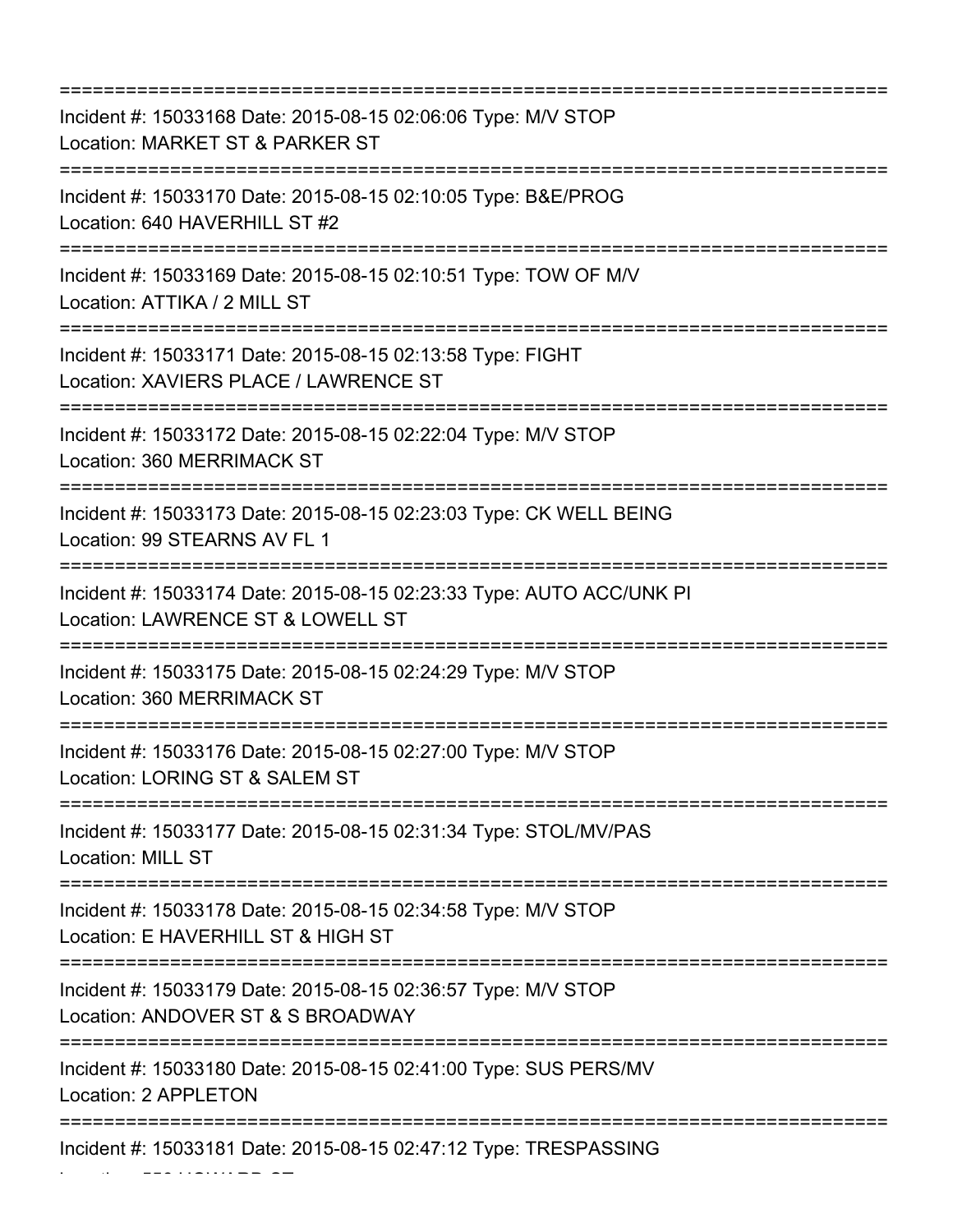===========================================================================

Incident #: 15033168 Date: 2015-08-15 02:06:06 Type: M/V STOP
Location: MARKET ST & PARKER ST

===========================================================================

Incident #: 15033170 Date: 2015-08-15 02:10:05 Type: B&E/PROG
Location: 640 HAVERHILL ST #2

===========================================================================

Incident #: 15033169 Date: 2015-08-15 02:10:51 Type: TOW OF M/V
Location: ATTIKA / 2 MILL ST

===========================================================================

Incident #: 15033171 Date: 2015-08-15 02:13:58 Type: FIGHT
Location: XAVIERS PLACE / LAWRENCE ST

===========================================================================

Incident #: 15033172 Date: 2015-08-15 02:22:04 Type: M/V STOP
Location: 360 MERRIMACK ST

===========================================================================

Incident #: 15033173 Date: 2015-08-15 02:23:03 Type: CK WELL BEING
Location: 99 STEARNS AV FL 1

===========================================================================

Incident #: 15033174 Date: 2015-08-15 02:23:33 Type: AUTO ACC/UNK PI
Location: LAWRENCE ST & LOWELL ST

===========================================================================

Incident #: 15033175 Date: 2015-08-15 02:24:29 Type: M/V STOP
Location: 360 MERRIMACK ST

===========================================================================

Incident #: 15033176 Date: 2015-08-15 02:27:00 Type: M/V STOP
Location: LORING ST & SALEM ST

===========================================================================

Incident #: 15033177 Date: 2015-08-15 02:31:34 Type: STOL/MV/PAS
Location: MILL ST

===========================================================================

Incident #: 15033178 Date: 2015-08-15 02:34:58 Type: M/V STOP
Location: E HAVERHILL ST & HIGH ST

===========================================================================

Incident #: 15033179 Date: 2015-08-15 02:36:57 Type: M/V STOP
Location: ANDOVER ST & S BROADWAY

===========================================================================

Incident #: 15033180 Date: 2015-08-15 02:41:00 Type: SUS PERS/MV
Location: 2 APPLETON

===========================================================================

Incident #: 15033181 Date: 2015-08-15 02:47:12 Type: TRESPASSING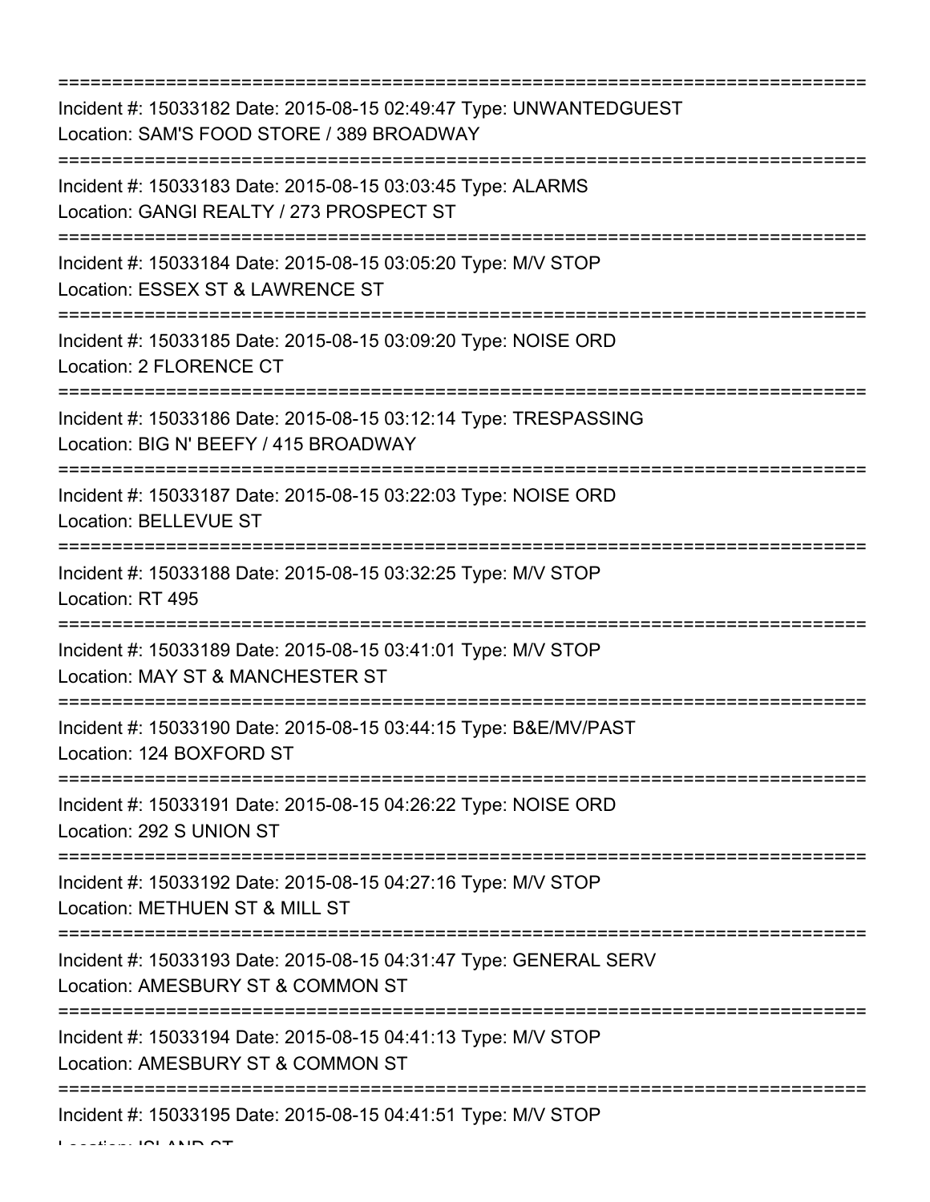===========================================================================
Incident #: 15033182 Date: 2015-08-15 02:49:47 Type: UNWANTEDGUEST
Location: SAM'S FOOD STORE / 389 BROADWAY
===========================================================================
Incident #: 15033183 Date: 2015-08-15 03:03:45 Type: ALARMS
Location: GANGI REALTY / 273 PROSPECT ST
===========================================================================
Incident #: 15033184 Date: 2015-08-15 03:05:20 Type: M/V STOP
Location: ESSEX ST & LAWRENCE ST
===========================================================================
Incident #: 15033185 Date: 2015-08-15 03:09:20 Type: NOISE ORD
Location: 2 FLORENCE CT
===========================================================================
Incident #: 15033186 Date: 2015-08-15 03:12:14 Type: TRESPASSING
Location: BIG N' BEEFY / 415 BROADWAY
===========================================================================
Incident #: 15033187 Date: 2015-08-15 03:22:03 Type: NOISE ORD
Location: BELLEVUE ST
===========================================================================
Incident #: 15033188 Date: 2015-08-15 03:32:25 Type: M/V STOP
Location: RT 495
===========================================================================
Incident #: 15033189 Date: 2015-08-15 03:41:01 Type: M/V STOP
Location: MAY ST & MANCHESTER ST
===========================================================================
Incident #: 15033190 Date: 2015-08-15 03:44:15 Type: B&E/MV/PAST
Location: 124 BOXFORD ST
===========================================================================
Incident #: 15033191 Date: 2015-08-15 04:26:22 Type: NOISE ORD
Location: 292 S UNION ST
===========================================================================
Incident #: 15033192 Date: 2015-08-15 04:27:16 Type: M/V STOP
Location: METHUEN ST & MILL ST
===========================================================================
Incident #: 15033193 Date: 2015-08-15 04:31:47 Type: GENERAL SERV
Location: AMESBURY ST & COMMON ST
===========================================================================
Incident #: 15033194 Date: 2015-08-15 04:41:13 Type: M/V STOP
Location: AMESBURY ST & COMMON ST
===========================================================================
Incident #: 15033195 Date: 2015-08-15 04:41:51 Type: M/V STOP
Location: ISLAND ST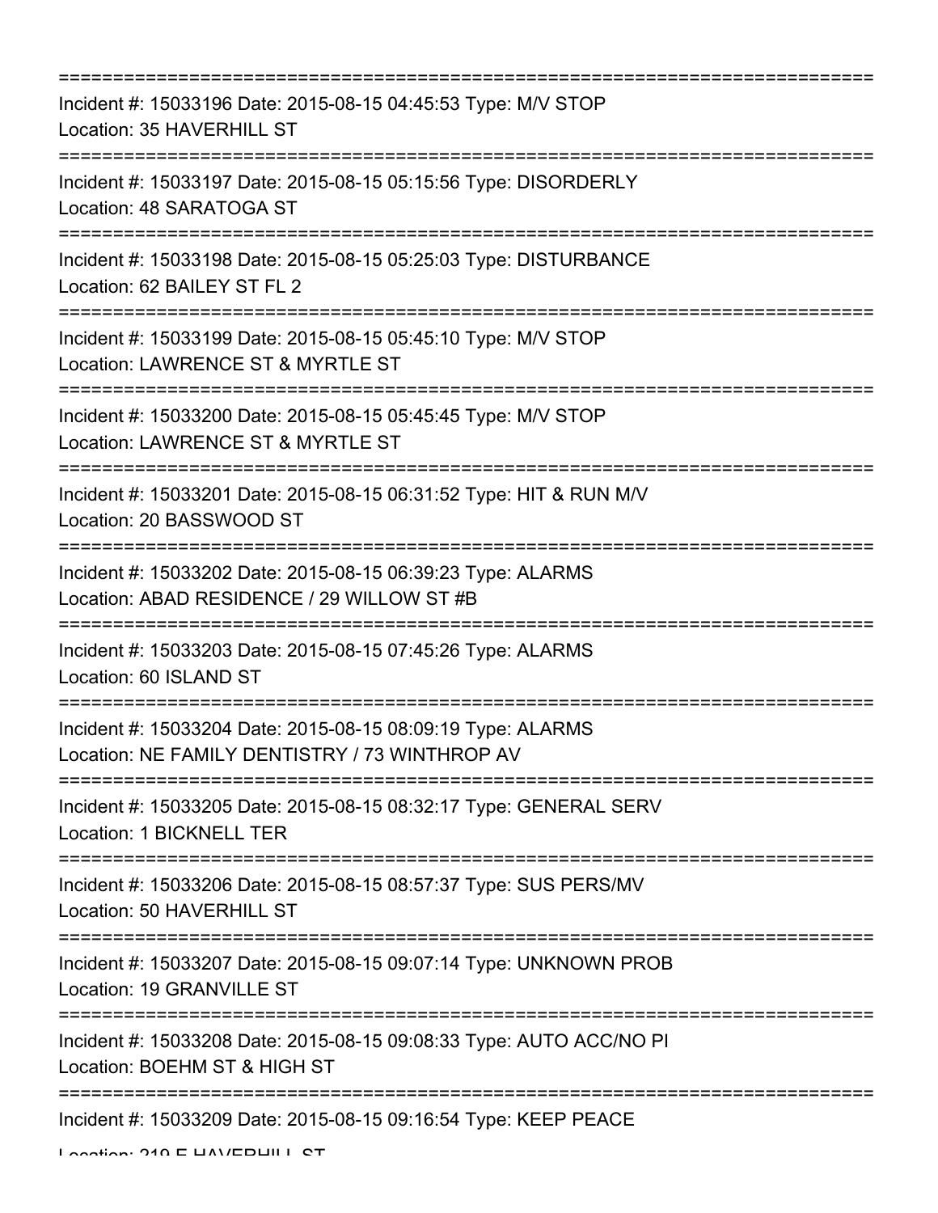===========================================================================

Incident #: 15033196 Date: 2015-08-15 04:45:53 Type: M/V STOP
Location: 35 HAVERHILL ST

===========================================================================

Incident #: 15033197 Date: 2015-08-15 05:15:56 Type: DISORDERLY
Location: 48 SARATOGA ST

===========================================================================

Incident #: 15033198 Date: 2015-08-15 05:25:03 Type: DISTURBANCE
Location: 62 BAILEY ST FL 2

===========================================================================

Incident #: 15033199 Date: 2015-08-15 05:45:10 Type: M/V STOP
Location: LAWRENCE ST & MYRTLE ST

===========================================================================

Incident #: 15033200 Date: 2015-08-15 05:45:45 Type: M/V STOP
Location: LAWRENCE ST & MYRTLE ST

===========================================================================

Incident #: 15033201 Date: 2015-08-15 06:31:52 Type: HIT & RUN M/V
Location: 20 BASSWOOD ST

===========================================================================

Incident #: 15033202 Date: 2015-08-15 06:39:23 Type: ALARMS
Location: ABAD RESIDENCE / 29 WILLOW ST #B

===========================================================================

Incident #: 15033203 Date: 2015-08-15 07:45:26 Type: ALARMS
Location: 60 ISLAND ST

===========================================================================

Incident #: 15033204 Date: 2015-08-15 08:09:19 Type: ALARMS
Location: NE FAMILY DENTISTRY / 73 WINTHROP AV

===========================================================================

Incident #: 15033205 Date: 2015-08-15 08:32:17 Type: GENERAL SERV
Location: 1 BICKNELL TER

===========================================================================

Incident #: 15033206 Date: 2015-08-15 08:57:37 Type: SUS PERS/MV
Location: 50 HAVERHILL ST

===========================================================================

Incident #: 15033207 Date: 2015-08-15 09:07:14 Type: UNKNOWN PROB
Location: 19 GRANVILLE ST

===========================================================================

Incident #: 15033208 Date: 2015-08-15 09:08:33 Type: AUTO ACC/NO PI
Location: BOEHM ST & HIGH ST

===========================================================================

Incident #: 15033209 Date: 2015-08-15 09:16:54 Type: KEEP PEACE
Location: 219 E HAVERHILL ST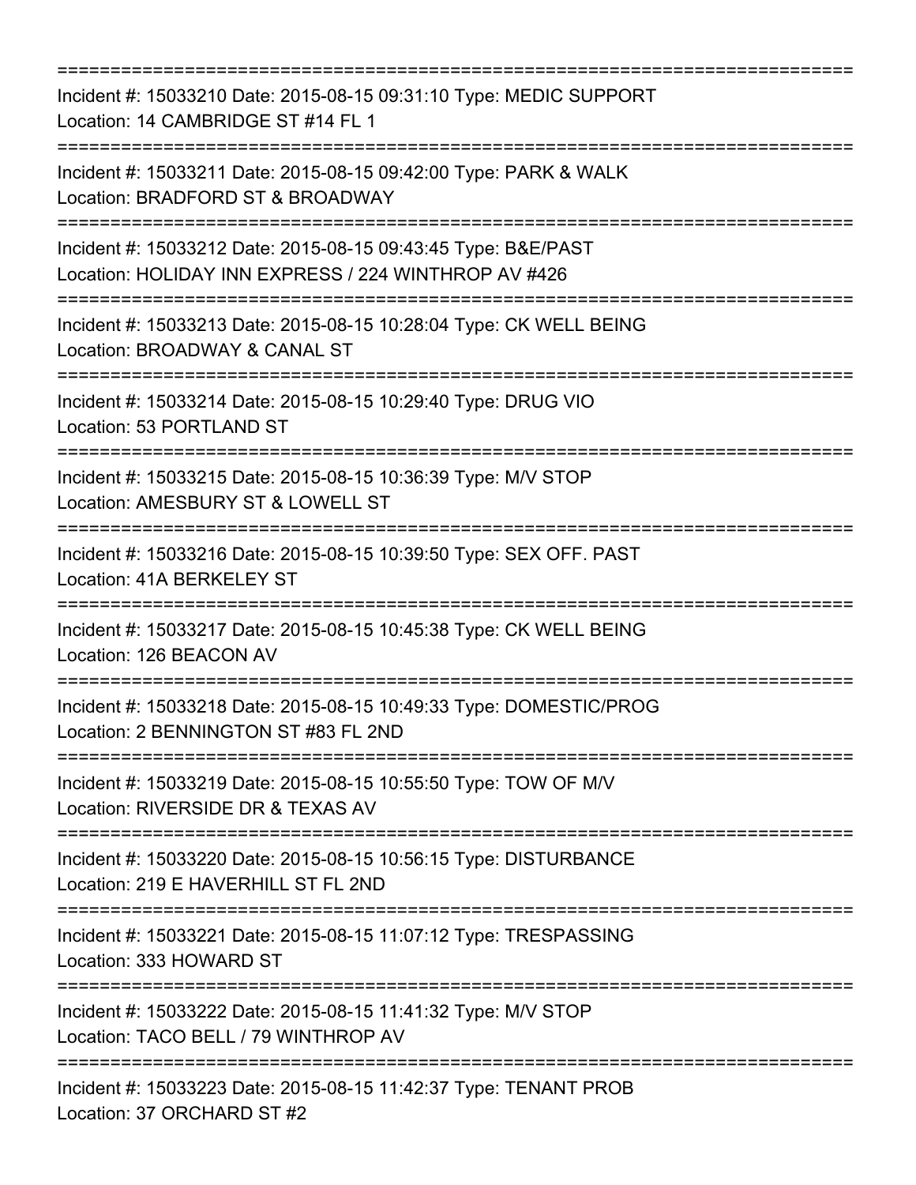Incident #: 15033210 Date: 2015-08-15 09:31:10 Type: MEDIC SUPPORT
Location: 14 CAMBRIDGE ST #14 FL 1

---

Incident #: 15033211 Date: 2015-08-15 09:42:00 Type: PARK & WALK
Location: BRADFORD ST & BROADWAY

---

Incident #: 15033212 Date: 2015-08-15 09:43:45 Type: B&E/PAST
Location: HOLIDAY INN EXPRESS / 224 WINTHROP AV #426

---

Incident #: 15033213 Date: 2015-08-15 10:28:04 Type: CK WELL BEING
Location: BROADWAY & CANAL ST

---

Incident #: 15033214 Date: 2015-08-15 10:29:40 Type: DRUG VIO
Location: 53 PORTLAND ST

---

Incident #: 15033215 Date: 2015-08-15 10:36:39 Type: M/V STOP
Location: AMESBURY ST & LOWELL ST

---

Incident #: 15033216 Date: 2015-08-15 10:39:50 Type: SEX OFF. PAST
Location: 41A BERKELEY ST

---

Incident #: 15033217 Date: 2015-08-15 10:45:38 Type: CK WELL BEING
Location: 126 BEACON AV

---

Incident #: 15033218 Date: 2015-08-15 10:49:33 Type: DOMESTIC/PROG
Location: 2 BENNINGTON ST #83 FL 2ND

---

Incident #: 15033219 Date: 2015-08-15 10:55:50 Type: TOW OF M/V
Location: RIVERSIDE DR & TEXAS AV

---

Incident #: 15033220 Date: 2015-08-15 10:56:15 Type: DISTURBANCE
Location: 219 E HAVERHILL ST FL 2ND

---

Incident #: 15033221 Date: 2015-08-15 11:07:12 Type: TRESPASSING
Location: 333 HOWARD ST

---

Incident #: 15033222 Date: 2015-08-15 11:41:32 Type: M/V STOP
Location: TACO BELL / 79 WINTHROP AV

---

Incident #: 15033223 Date: 2015-08-15 11:42:37 Type: TENANT PROB
Location: 37 ORCHARD ST #2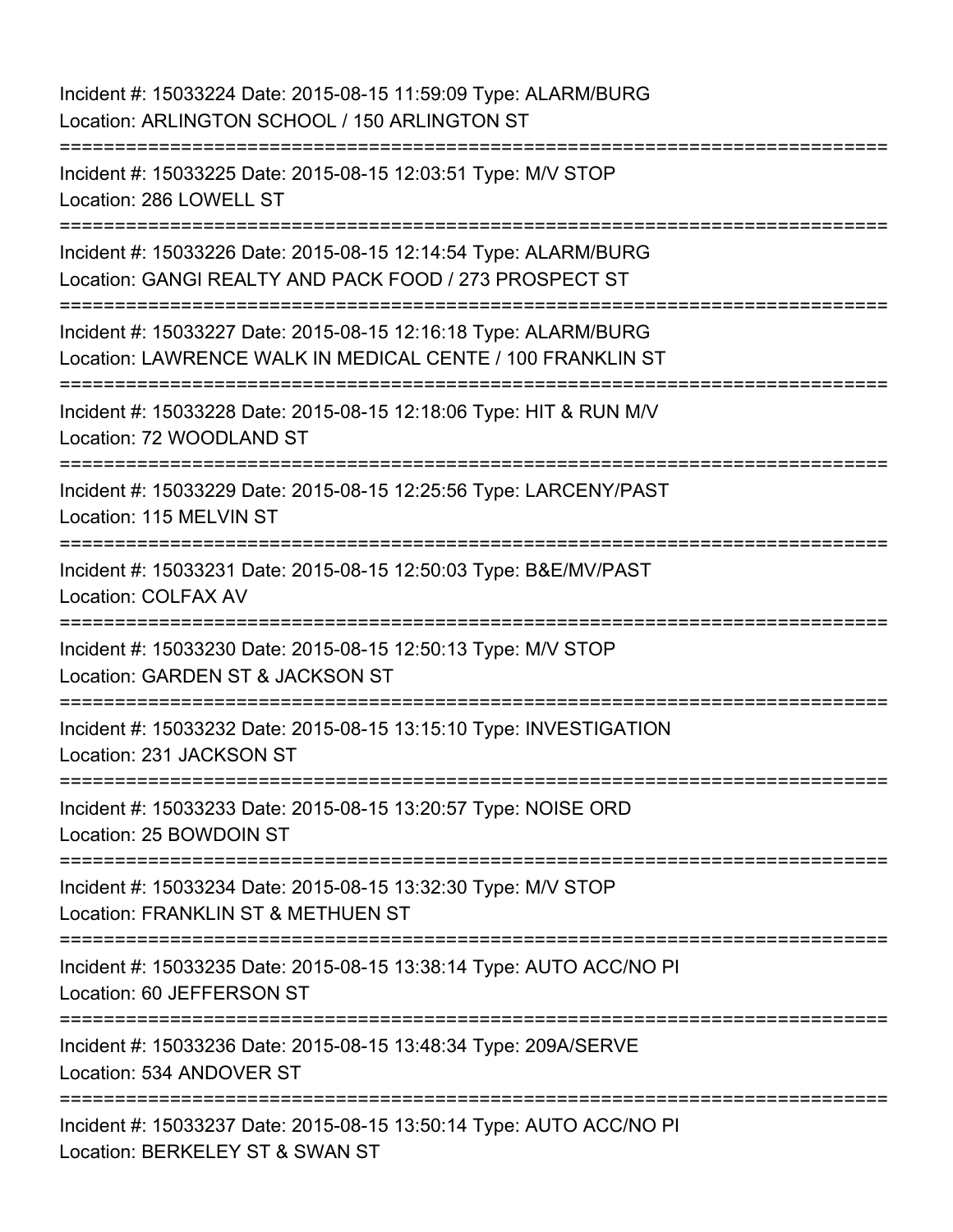Incident #: 15033224 Date: 2015-08-15 11:59:09 Type: ALARM/BURG
Location: ARLINGTON SCHOOL / 150 ARLINGTON ST

===========================================================================

Incident #: 15033225 Date: 2015-08-15 12:03:51 Type: M/V STOP
Location: 286 LOWELL ST

===========================================================================

Incident #: 15033226 Date: 2015-08-15 12:14:54 Type: ALARM/BURG
Location: GANGI REALTY AND PACK FOOD / 273 PROSPECT ST

===========================================================================

Incident #: 15033227 Date: 2015-08-15 12:16:18 Type: ALARM/BURG
Location: LAWRENCE WALK IN MEDICAL CENTE / 100 FRANKLIN ST

===========================================================================

Incident #: 15033228 Date: 2015-08-15 12:18:06 Type: HIT & RUN M/V
Location: 72 WOODLAND ST

===========================================================================

Incident #: 15033229 Date: 2015-08-15 12:25:56 Type: LARCENY/PAST
Location: 115 MELVIN ST

===========================================================================

Incident #: 15033231 Date: 2015-08-15 12:50:03 Type: B&E/MV/PAST
Location: COLFAX AV

===========================================================================

Incident #: 15033230 Date: 2015-08-15 12:50:13 Type: M/V STOP
Location: GARDEN ST & JACKSON ST

===========================================================================

Incident #: 15033232 Date: 2015-08-15 13:15:10 Type: INVESTIGATION
Location: 231 JACKSON ST

===========================================================================

Incident #: 15033233 Date: 2015-08-15 13:20:57 Type: NOISE ORD
Location: 25 BOWDOIN ST

===========================================================================

Incident #: 15033234 Date: 2015-08-15 13:32:30 Type: M/V STOP
Location: FRANKLIN ST & METHUEN ST

===========================================================================

Incident #: 15033235 Date: 2015-08-15 13:38:14 Type: AUTO ACC/NO PI
Location: 60 JEFFERSON ST

===========================================================================

Incident #: 15033236 Date: 2015-08-15 13:48:34 Type: 209A/SERVE
Location: 534 ANDOVER ST

===========================================================================

Incident #: 15033237 Date: 2015-08-15 13:50:14 Type: AUTO ACC/NO PI
Location: BERKELEY ST & SWAN ST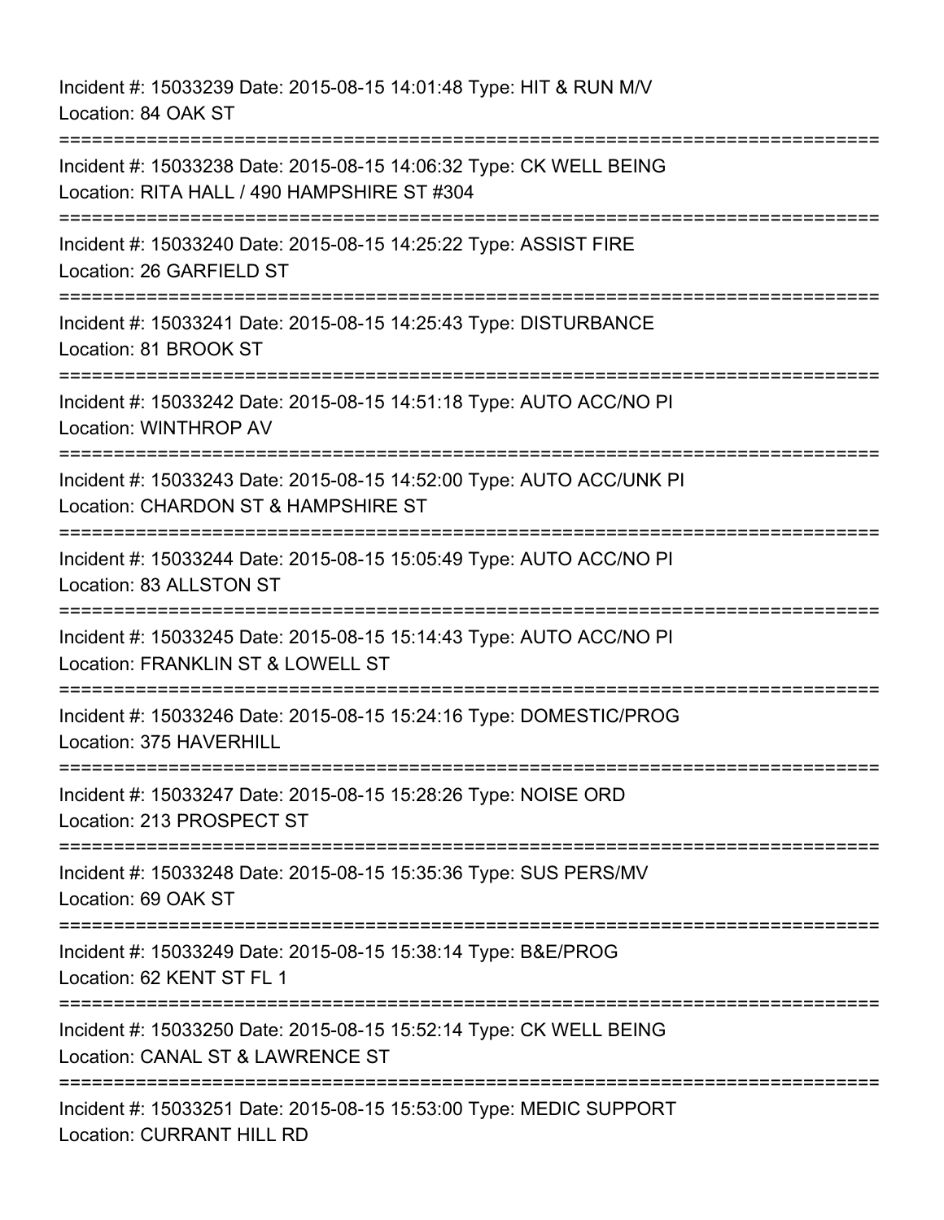Incident #: 15033239 Date: 2015-08-15 14:01:48 Type: HIT & RUN M/V
Location: 84 OAK ST

===========================================================================

Incident #: 15033238 Date: 2015-08-15 14:06:32 Type: CK WELL BEING
Location: RITA HALL / 490 HAMPSHIRE ST #304

===========================================================================

Incident #: 15033240 Date: 2015-08-15 14:25:22 Type: ASSIST FIRE
Location: 26 GARFIELD ST

===========================================================================

Incident #: 15033241 Date: 2015-08-15 14:25:43 Type: DISTURBANCE
Location: 81 BROOK ST

===========================================================================

Incident #: 15033242 Date: 2015-08-15 14:51:18 Type: AUTO ACC/NO PI
Location: WINTHROP AV

===========================================================================

Incident #: 15033243 Date: 2015-08-15 14:52:00 Type: AUTO ACC/UNK PI
Location: CHARDON ST & HAMPSHIRE ST

===========================================================================

Incident #: 15033244 Date: 2015-08-15 15:05:49 Type: AUTO ACC/NO PI
Location: 83 ALLSTON ST

===========================================================================

Incident #: 15033245 Date: 2015-08-15 15:14:43 Type: AUTO ACC/NO PI
Location: FRANKLIN ST & LOWELL ST

===========================================================================

Incident #: 15033246 Date: 2015-08-15 15:24:16 Type: DOMESTIC/PROG
Location: 375 HAVERHILL

===========================================================================

Incident #: 15033247 Date: 2015-08-15 15:28:26 Type: NOISE ORD
Location: 213 PROSPECT ST

===========================================================================

Incident #: 15033248 Date: 2015-08-15 15:35:36 Type: SUS PERS/MV
Location: 69 OAK ST

===========================================================================

Incident #: 15033249 Date: 2015-08-15 15:38:14 Type: B&E/PROG
Location: 62 KENT ST FL 1

===========================================================================

Incident #: 15033250 Date: 2015-08-15 15:52:14 Type: CK WELL BEING
Location: CANAL ST & LAWRENCE ST

===========================================================================

Incident #: 15033251 Date: 2015-08-15 15:53:00 Type: MEDIC SUPPORT
Location: CURRANT HILL RD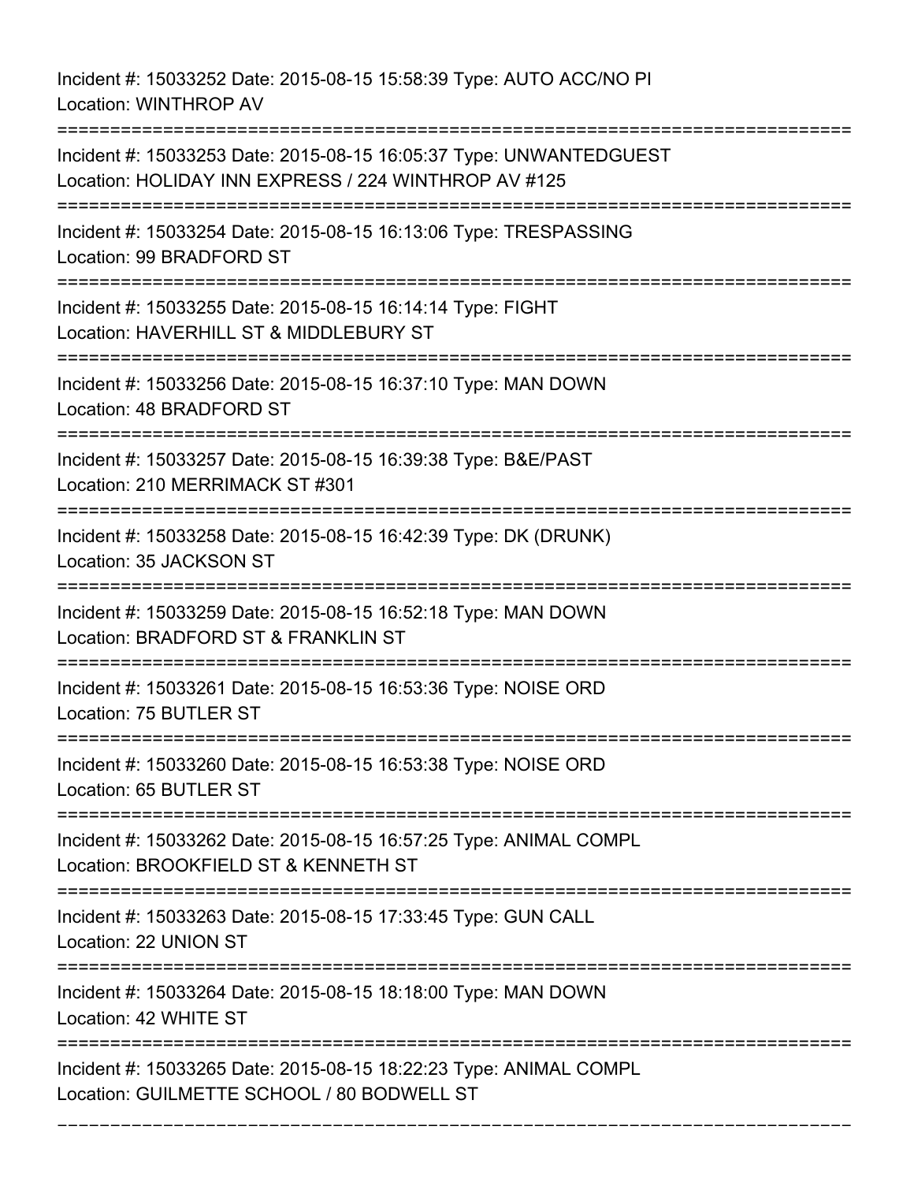Incident #: 15033252 Date: 2015-08-15 15:58:39 Type: AUTO ACC/NO PI
Location: WINTHROP AV

===========================================================================

Incident #: 15033253 Date: 2015-08-15 16:05:37 Type: UNWANTEDGUEST
Location: HOLIDAY INN EXPRESS / 224 WINTHROP AV #125

===========================================================================

Incident #: 15033254 Date: 2015-08-15 16:13:06 Type: TRESPASSING
Location: 99 BRADFORD ST

===========================================================================

Incident #: 15033255 Date: 2015-08-15 16:14:14 Type: FIGHT
Location: HAVERHILL ST & MIDDLEBURY ST

===========================================================================

Incident #: 15033256 Date: 2015-08-15 16:37:10 Type: MAN DOWN
Location: 48 BRADFORD ST

===========================================================================

Incident #: 15033257 Date: 2015-08-15 16:39:38 Type: B&E/PAST
Location: 210 MERRIMACK ST #301

===========================================================================

Incident #: 15033258 Date: 2015-08-15 16:42:39 Type: DK (DRUNK)
Location: 35 JACKSON ST

===========================================================================

Incident #: 15033259 Date: 2015-08-15 16:52:18 Type: MAN DOWN
Location: BRADFORD ST & FRANKLIN ST

===========================================================================

Incident #: 15033261 Date: 2015-08-15 16:53:36 Type: NOISE ORD
Location: 75 BUTLER ST

===========================================================================

Incident #: 15033260 Date: 2015-08-15 16:53:38 Type: NOISE ORD
Location: 65 BUTLER ST

===========================================================================

Incident #: 15033262 Date: 2015-08-15 16:57:25 Type: ANIMAL COMPL
Location: BROOKFIELD ST & KENNETH ST

===========================================================================

Incident #: 15033263 Date: 2015-08-15 17:33:45 Type: GUN CALL
Location: 22 UNION ST

===========================================================================

Incident #: 15033264 Date: 2015-08-15 18:18:00 Type: MAN DOWN
Location: 42 WHITE ST

===========================================================================

Incident #: 15033265 Date: 2015-08-15 18:22:23 Type: ANIMAL COMPL
Location: GUILMETTE SCHOOL / 80 BODWELL ST

===========================================================================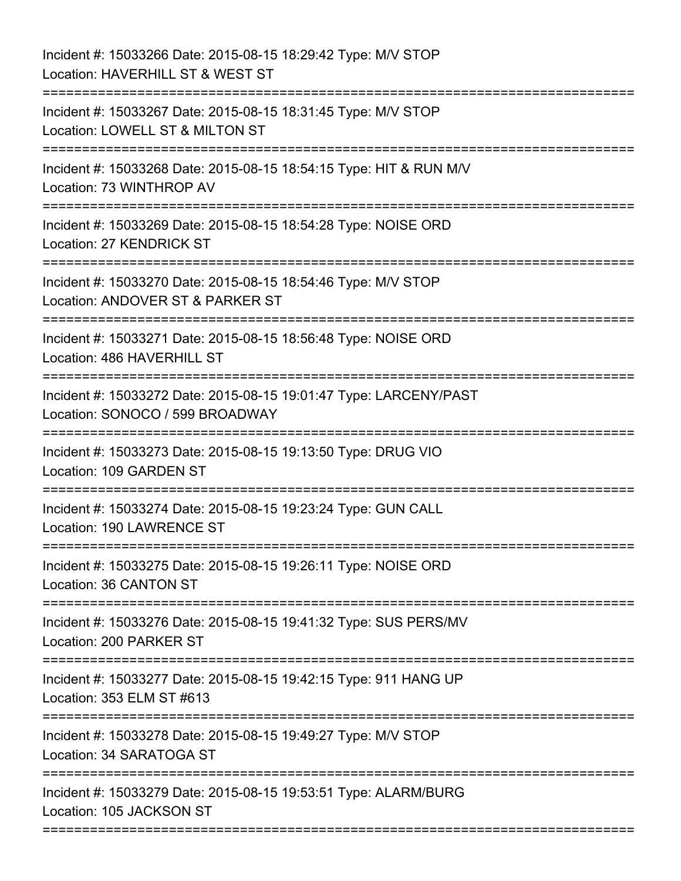Incident #: 15033266 Date: 2015-08-15 18:29:42 Type: M/V STOP
Location: HAVERHILL ST & WEST ST

===========================================================================

Incident #: 15033267 Date: 2015-08-15 18:31:45 Type: M/V STOP
Location: LOWELL ST & MILTON ST

===========================================================================

Incident #: 15033268 Date: 2015-08-15 18:54:15 Type: HIT & RUN M/V
Location: 73 WINTHROP AV

===========================================================================

Incident #: 15033269 Date: 2015-08-15 18:54:28 Type: NOISE ORD
Location: 27 KENDRICK ST

===========================================================================

Incident #: 15033270 Date: 2015-08-15 18:54:46 Type: M/V STOP
Location: ANDOVER ST & PARKER ST

===========================================================================

Incident #: 15033271 Date: 2015-08-15 18:56:48 Type: NOISE ORD
Location: 486 HAVERHILL ST

===========================================================================

Incident #: 15033272 Date: 2015-08-15 19:01:47 Type: LARCENY/PAST
Location: SONOCO / 599 BROADWAY

===========================================================================

Incident #: 15033273 Date: 2015-08-15 19:13:50 Type: DRUG VIO
Location: 109 GARDEN ST

===========================================================================

Incident #: 15033274 Date: 2015-08-15 19:23:24 Type: GUN CALL
Location: 190 LAWRENCE ST

===========================================================================

Incident #: 15033275 Date: 2015-08-15 19:26:11 Type: NOISE ORD
Location: 36 CANTON ST

===========================================================================

Incident #: 15033276 Date: 2015-08-15 19:41:32 Type: SUS PERS/MV
Location: 200 PARKER ST

===========================================================================

Incident #: 15033277 Date: 2015-08-15 19:42:15 Type: 911 HANG UP
Location: 353 ELM ST #613

===========================================================================

Incident #: 15033278 Date: 2015-08-15 19:49:27 Type: M/V STOP
Location: 34 SARATOGA ST

===========================================================================

Incident #: 15033279 Date: 2015-08-15 19:53:51 Type: ALARM/BURG
Location: 105 JACKSON ST

===========================================================================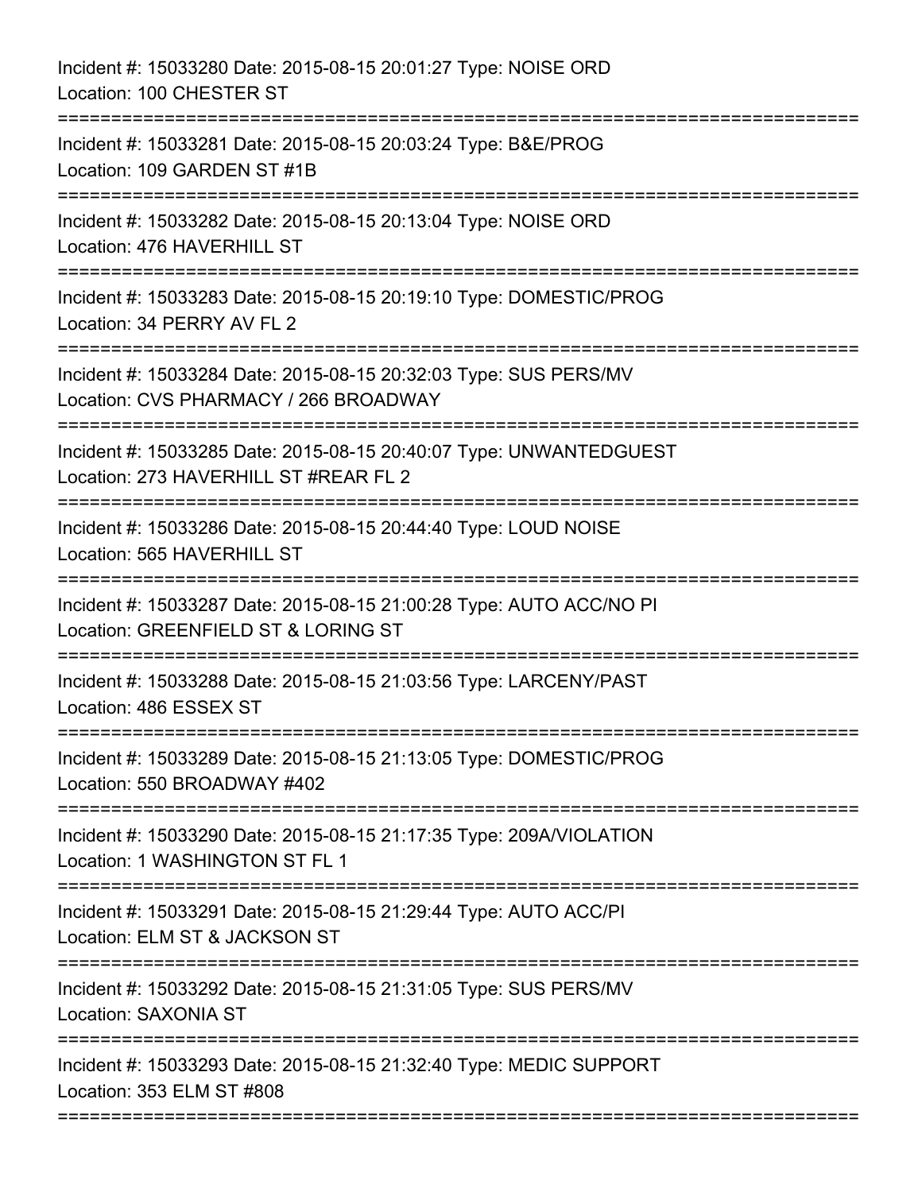Incident #: 15033280 Date: 2015-08-15 20:01:27 Type: NOISE ORD
Location: 100 CHESTER ST

===========================================================================

Incident #: 15033281 Date: 2015-08-15 20:03:24 Type: B&E/PROG
Location: 109 GARDEN ST #1B

===========================================================================

Incident #: 15033282 Date: 2015-08-15 20:13:04 Type: NOISE ORD
Location: 476 HAVERHILL ST

===========================================================================

Incident #: 15033283 Date: 2015-08-15 20:19:10 Type: DOMESTIC/PROG
Location: 34 PERRY AV FL 2

===========================================================================

Incident #: 15033284 Date: 2015-08-15 20:32:03 Type: SUS PERS/MV
Location: CVS PHARMACY / 266 BROADWAY

===========================================================================

Incident #: 15033285 Date: 2015-08-15 20:40:07 Type: UNWANTEDGUEST
Location: 273 HAVERHILL ST #REAR FL 2

===========================================================================

Incident #: 15033286 Date: 2015-08-15 20:44:40 Type: LOUD NOISE
Location: 565 HAVERHILL ST

===========================================================================

Incident #: 15033287 Date: 2015-08-15 21:00:28 Type: AUTO ACC/NO PI
Location: GREENFIELD ST & LORING ST

===========================================================================

Incident #: 15033288 Date: 2015-08-15 21:03:56 Type: LARCENY/PAST
Location: 486 ESSEX ST

===========================================================================

Incident #: 15033289 Date: 2015-08-15 21:13:05 Type: DOMESTIC/PROG
Location: 550 BROADWAY #402

===========================================================================

Incident #: 15033290 Date: 2015-08-15 21:17:35 Type: 209A/VIOLATION
Location: 1 WASHINGTON ST FL 1

===========================================================================

Incident #: 15033291 Date: 2015-08-15 21:29:44 Type: AUTO ACC/PI
Location: ELM ST & JACKSON ST

===========================================================================

Incident #: 15033292 Date: 2015-08-15 21:31:05 Type: SUS PERS/MV
Location: SAXONIA ST

===========================================================================

Incident #: 15033293 Date: 2015-08-15 21:32:40 Type: MEDIC SUPPORT
Location: 353 ELM ST #808

===========================================================================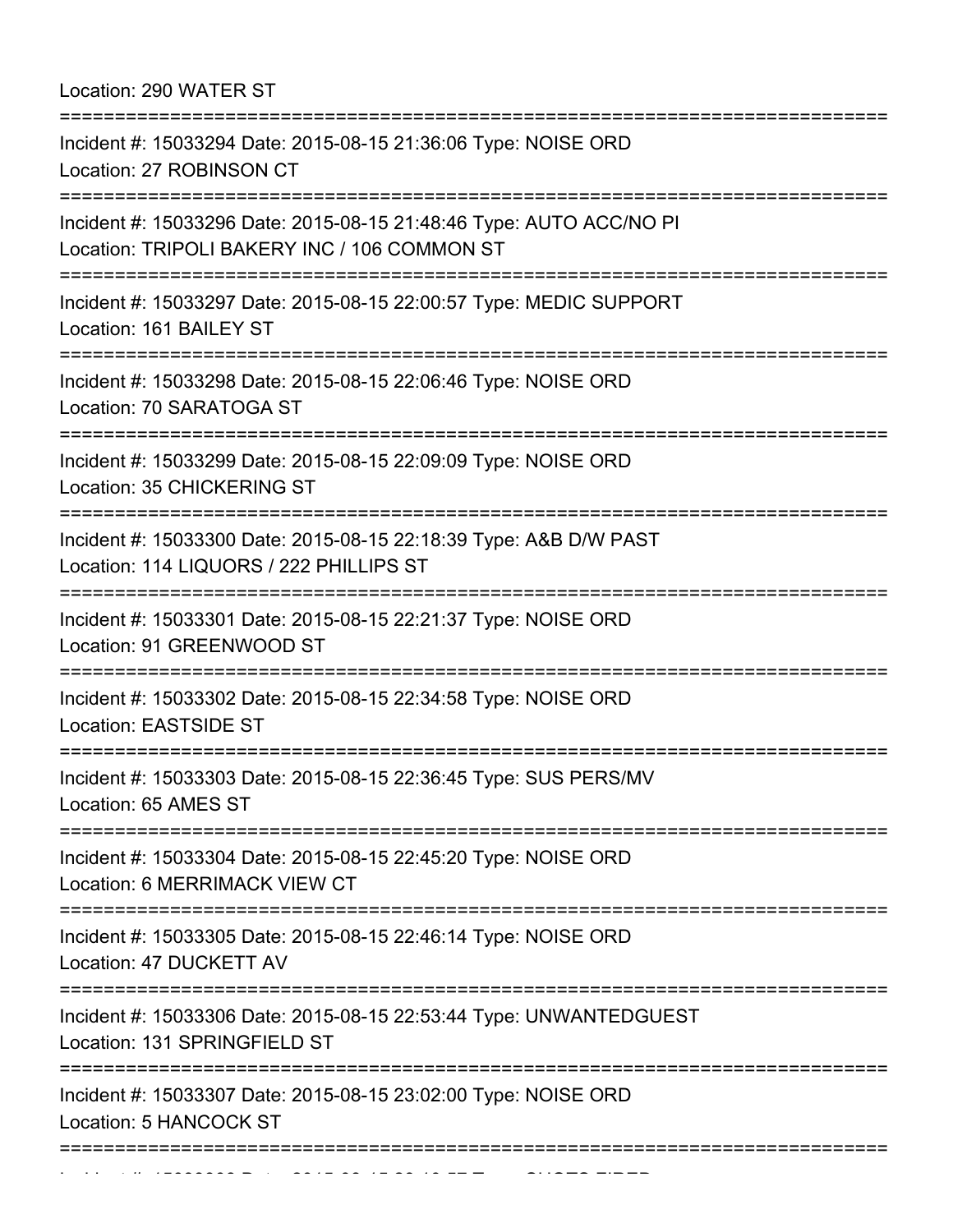Location: 290 WATER ST

===========================================================================

Incident #: 15033294 Date: 2015-08-15 21:36:06 Type: NOISE ORD
Location: 27 ROBINSON CT

===========================================================================

Incident #: 15033296 Date: 2015-08-15 21:48:46 Type: AUTO ACC/NO PI
Location: TRIPOLI BAKERY INC / 106 COMMON ST

===========================================================================

Incident #: 15033297 Date: 2015-08-15 22:00:57 Type: MEDIC SUPPORT
Location: 161 BAILEY ST

===========================================================================

Incident #: 15033298 Date: 2015-08-15 22:06:46 Type: NOISE ORD
Location: 70 SARATOGA ST

===========================================================================

Incident #: 15033299 Date: 2015-08-15 22:09:09 Type: NOISE ORD
Location: 35 CHICKERING ST

===========================================================================

Incident #: 15033300 Date: 2015-08-15 22:18:39 Type: A&B D/W PAST
Location: 114 LIQUORS / 222 PHILLIPS ST

===========================================================================

Incident #: 15033301 Date: 2015-08-15 22:21:37 Type: NOISE ORD
Location: 91 GREENWOOD ST

===========================================================================

Incident #: 15033302 Date: 2015-08-15 22:34:58 Type: NOISE ORD
Location: EASTSIDE ST

===========================================================================

Incident #: 15033303 Date: 2015-08-15 22:36:45 Type: SUS PERS/MV
Location: 65 AMES ST

===========================================================================

Incident #: 15033304 Date: 2015-08-15 22:45:20 Type: NOISE ORD
Location: 6 MERRIMACK VIEW CT

===========================================================================

Incident #: 15033305 Date: 2015-08-15 22:46:14 Type: NOISE ORD
Location: 47 DUCKETT AV

===========================================================================

Incident #: 15033306 Date: 2015-08-15 22:53:44 Type: UNWANTEDGUEST
Location: 131 SPRINGFIELD ST

===========================================================================

Incident #: 15033307 Date: 2015-08-15 23:02:00 Type: NOISE ORD
Location: 5 HANCOCK ST

===========================================================================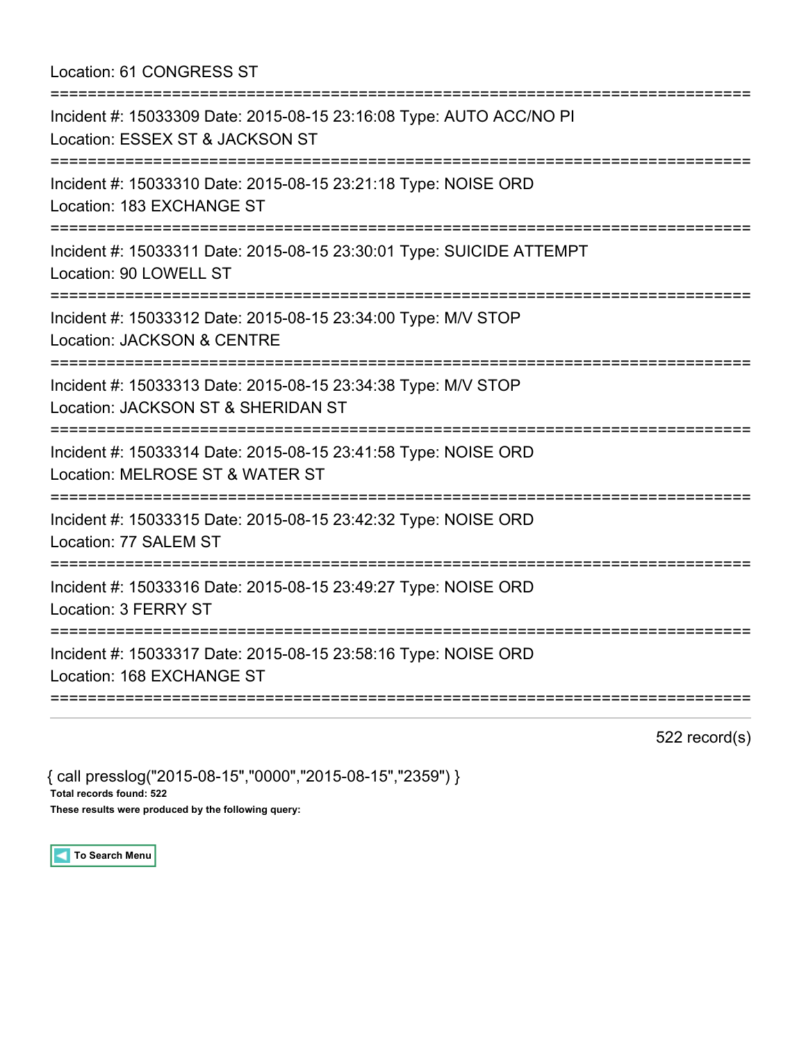Location: 61 CONGRESS ST

===========================================================================

Incident #: 15033309 Date: 2015-08-15 23:16:08 Type: AUTO ACC/NO PI
Location: ESSEX ST & JACKSON ST

===========================================================================

Incident #: 15033310 Date: 2015-08-15 23:21:18 Type: NOISE ORD
Location: 183 EXCHANGE ST

===========================================================================

Incident #: 15033311 Date: 2015-08-15 23:30:01 Type: SUICIDE ATTEMPT
Location: 90 LOWELL ST

===========================================================================

Incident #: 15033312 Date: 2015-08-15 23:34:00 Type: M/V STOP
Location: JACKSON & CENTRE

===========================================================================

Incident #: 15033313 Date: 2015-08-15 23:34:38 Type: M/V STOP
Location: JACKSON ST & SHERIDAN ST

===========================================================================

Incident #: 15033314 Date: 2015-08-15 23:41:58 Type: NOISE ORD
Location: MELROSE ST & WATER ST

===========================================================================

Incident #: 15033315 Date: 2015-08-15 23:42:32 Type: NOISE ORD
Location: 77 SALEM ST

===========================================================================

Incident #: 15033316 Date: 2015-08-15 23:49:27 Type: NOISE ORD
Location: 3 FERRY ST

===========================================================================

Incident #: 15033317 Date: 2015-08-15 23:58:16 Type: NOISE ORD
Location: 168 EXCHANGE ST

===========================================================================

522 record(s)

{ call presslog("2015-08-15","0000","2015-08-15","2359") }

**Total records found: 522**

**These results were produced by the following query:**

To Search Menu